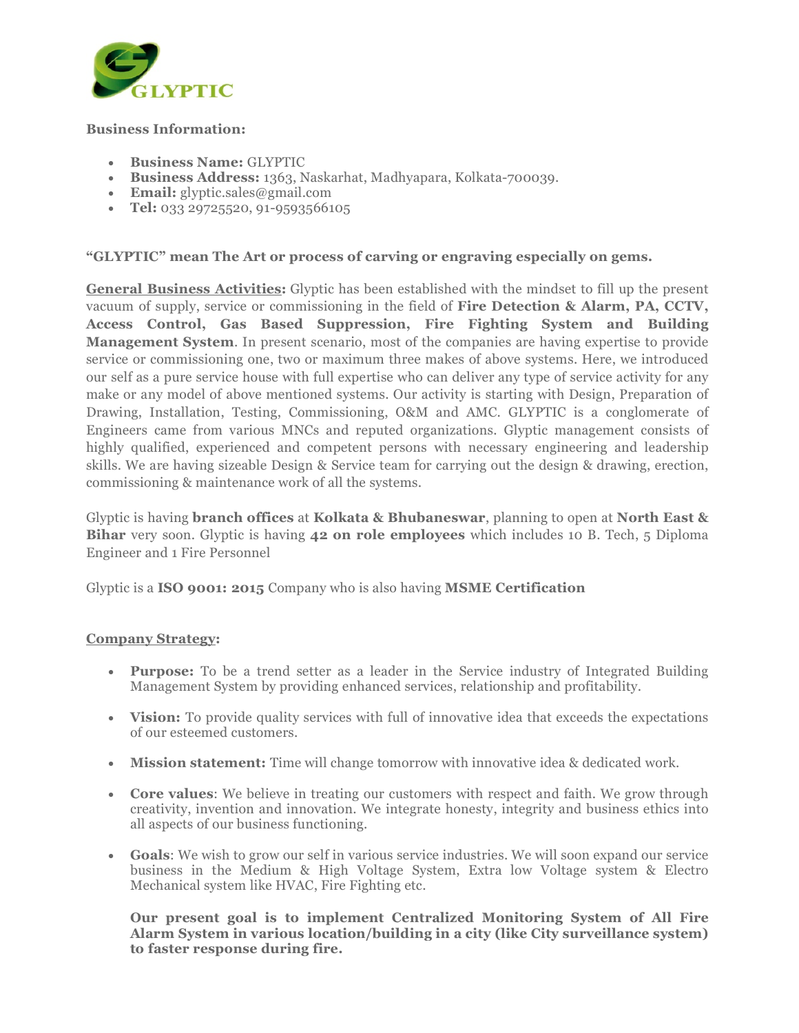GLYPTIC

**Business Information:**

- **Business Name:** GLYPTIC
- **Business Address:** 1363, Naskarhat, Madhyapara, Kolkata-700039.
- **Email:** glyptic.sales@gmail.com
- **Tel:** 033 29725520, 91-9593566105

**"GLYPTIC" mean The Art or process of carving or engraving especially on gems.**

**General Business Activities:** Glyptic has been established with the mindset to fill up the present vacuum of supply, service or commissioning in the field of **Fire Detection & Alarm, PA, CCTV, Access Control, Gas Based Suppression, Fire Fighting System and Building Management System**. In present scenario, most of the companies are having expertise to provide service or commissioning one, two or maximum three makes of above systems. Here, we introduced our self as a pure service house with full expertise who can deliver any type of service activity for any make or any model of above mentioned systems. Our activity is starting with Design, Preparation of Drawing, Installation, Testing, Commissioning, O&M and AMC. GLYPTIC is a conglomerate of Engineers came from various MNCs and reputed organizations. Glyptic management consists of highly qualified, experienced and competent persons with necessary engineering and leadership skills. We are having sizeable Design & Service team for carrying out the design & drawing, erection, commissioning & maintenance work of all the systems.

Glyptic is having **branch offices** at **Kolkata & Bhubaneswar**, planning to open at **North East & Bihar** very soon. Glyptic is having **42 on role employees** which includes 10 B. Tech, 5 Diploma Engineer and 1 Fire Personnel

Glyptic is a **ISO 9001: 2015** Company who is also having **MSME Certification**

**Company Strategy:**

- **Purpose:** To be a trend setter as a leader in the Service industry of Integrated Building Management System by providing enhanced services, relationship and profitability.

- **Vision:** To provide quality services with full of innovative idea that exceeds the expectations of our esteemed customers.

- **Mission statement:** Time will change tomorrow with innovative idea & dedicated work.

- **Core values**: We believe in treating our customers with respect and faith. We grow through creativity, invention and innovation. We integrate honesty, integrity and business ethics into all aspects of our business functioning.

- **Goals**: We wish to grow our self in various service industries. We will soon expand our service business in the Medium & High Voltage System, Extra low Voltage system & Electro Mechanical system like HVAC, Fire Fighting etc.

  **Our present goal is to implement Centralized Monitoring System of All Fire Alarm System in various location/building in a city (like City surveillance system) to faster response during fire.**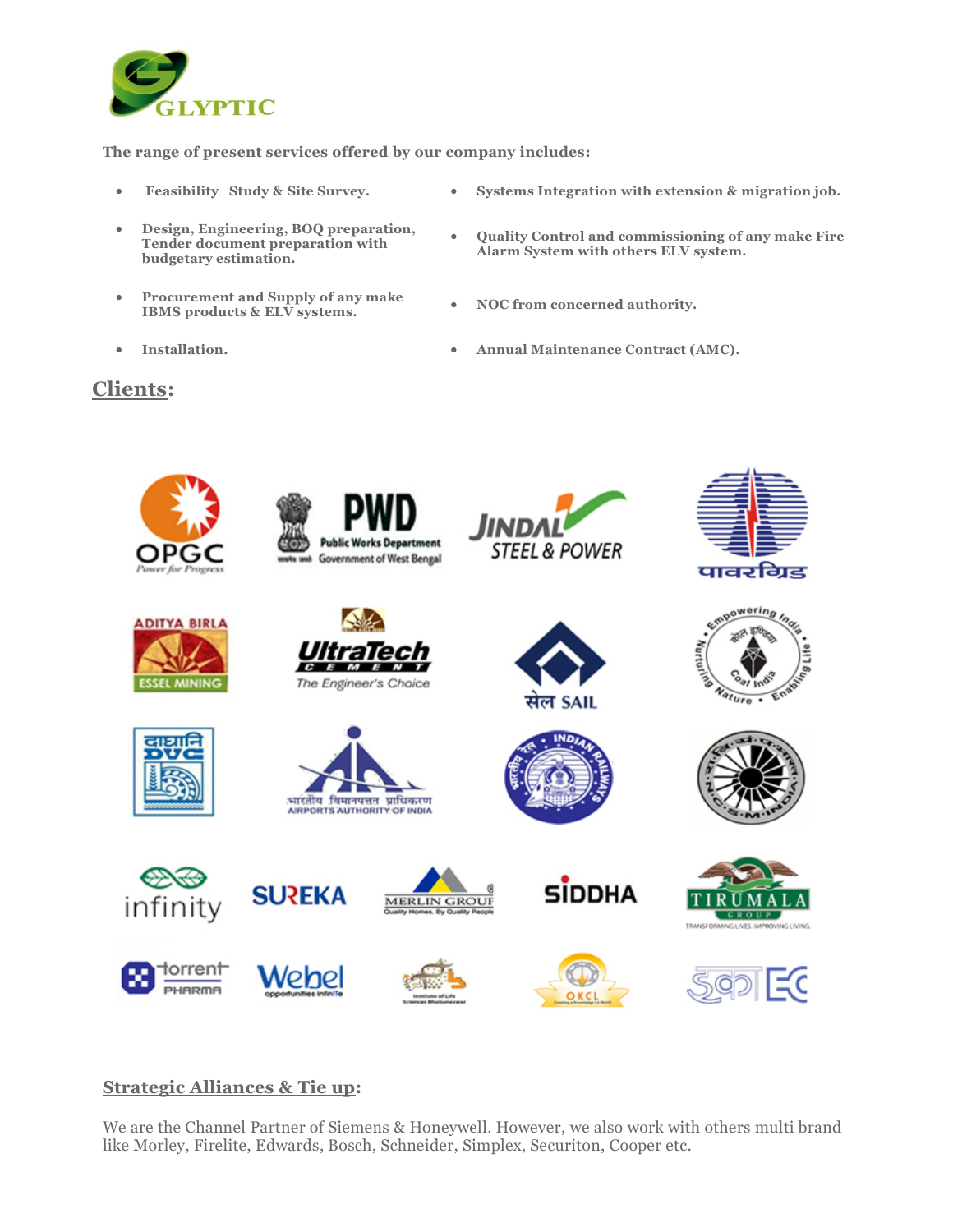GLYPTIC

**The range of present services offered by our company includes:**

- **Feasibility Study & Site Survey.**
- **Design, Engineering, BOQ preparation, Tender document preparation with budgetary estimation.**
- **Procurement and Supply of any make IBMS products & ELV systems.**
- **Installation.**
- **Systems Integration with extension & migration job.**
- **Quality Control and commissioning of any make Fire Alarm System with others ELV system.**
- **NOC from concerned authority.**
- **Annual Maintenance Contract (AMC).**

## Clients:

## Strategic Alliances & Tie up:

We are the Channel Partner of Siemens & Honeywell. However, we also work with others multi brand like Morley, Firelite, Edwards, Bosch, Schneider, Simplex, Securiton, Cooper etc.